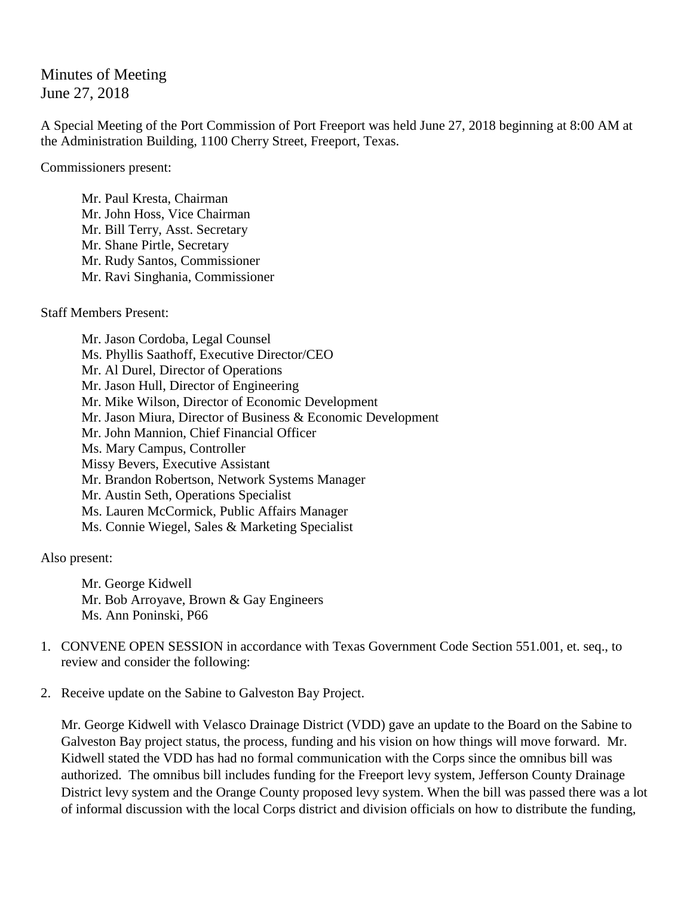Minutes of Meeting
June 27, 2018

A Special Meeting of the Port Commission of Port Freeport was held June 27, 2018 beginning at 8:00 AM at the Administration Building, 1100 Cherry Street, Freeport, Texas.

Commissioners present:

Mr. Paul Kresta, Chairman
Mr. John Hoss, Vice Chairman
Mr. Bill Terry, Asst. Secretary
Mr. Shane Pirtle, Secretary
Mr. Rudy Santos, Commissioner
Mr. Ravi Singhania, Commissioner

Staff Members Present:

Mr. Jason Cordoba, Legal Counsel
Ms. Phyllis Saathoff, Executive Director/CEO
Mr. Al Durel, Director of Operations
Mr. Jason Hull, Director of Engineering
Mr. Mike Wilson, Director of Economic Development
Mr. Jason Miura, Director of Business & Economic Development
Mr. John Mannion, Chief Financial Officer
Ms. Mary Campus, Controller
Missy Bevers, Executive Assistant
Mr. Brandon Robertson, Network Systems Manager
Mr. Austin Seth, Operations Specialist
Ms. Lauren McCormick, Public Affairs Manager
Ms. Connie Wiegel, Sales & Marketing Specialist

Also present:

Mr. George Kidwell
Mr. Bob Arroyave, Brown & Gay Engineers
Ms. Ann Poninski, P66

1. CONVENE OPEN SESSION in accordance with Texas Government Code Section 551.001, et. seq., to review and consider the following:

2. Receive update on the Sabine to Galveston Bay Project.

   Mr. George Kidwell with Velasco Drainage District (VDD) gave an update to the Board on the Sabine to Galveston Bay project status, the process, funding and his vision on how things will move forward. Mr. Kidwell stated the VDD has had no formal communication with the Corps since the omnibus bill was authorized. The omnibus bill includes funding for the Freeport levy system, Jefferson County Drainage District levy system and the Orange County proposed levy system. When the bill was passed there was a lot of informal discussion with the local Corps district and division officials on how to distribute the funding,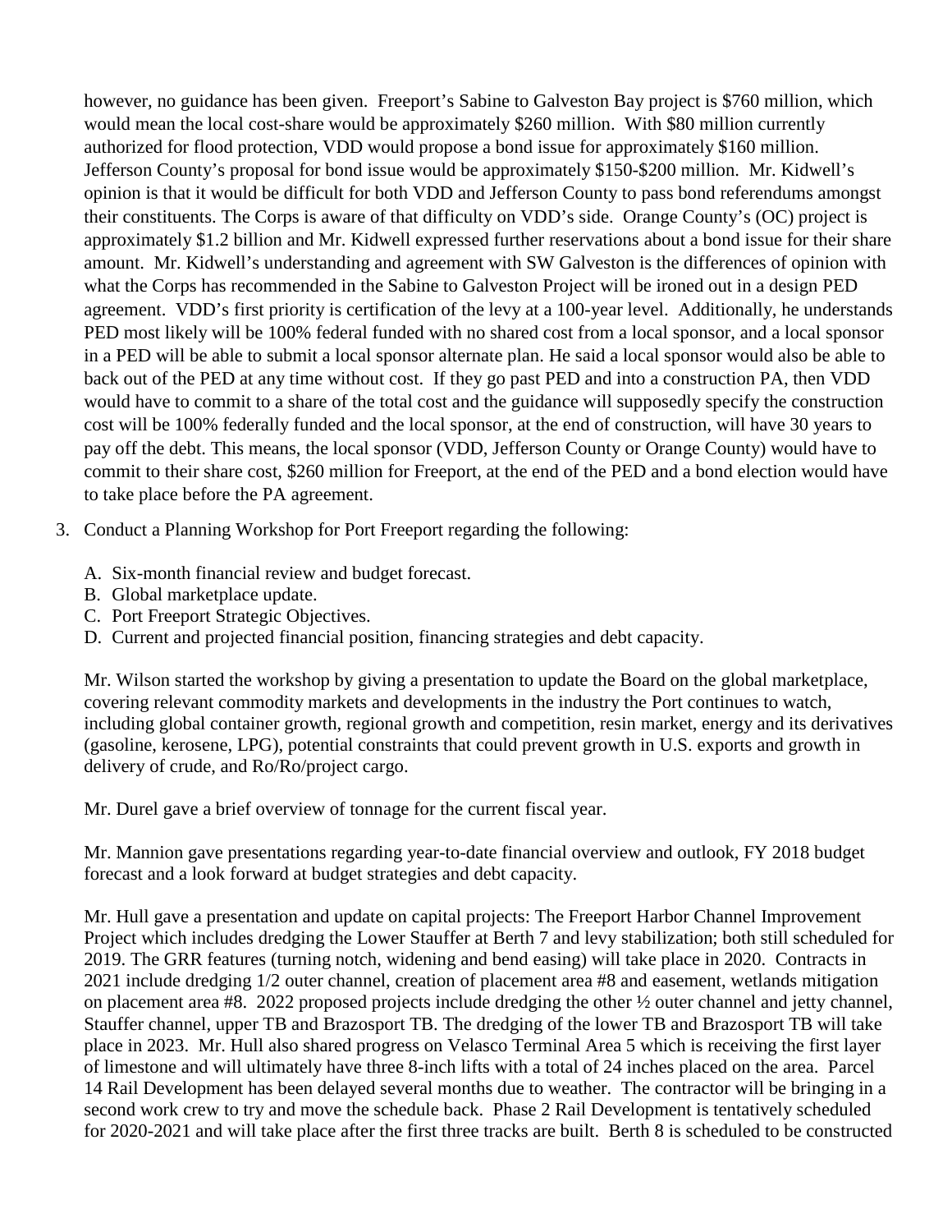however, no guidance has been given. Freeport's Sabine to Galveston Bay project is $760 million, which would mean the local cost-share would be approximately $260 million. With $80 million currently authorized for flood protection, VDD would propose a bond issue for approximately $160 million. Jefferson County's proposal for bond issue would be approximately $150-$200 million. Mr. Kidwell's opinion is that it would be difficult for both VDD and Jefferson County to pass bond referendums amongst their constituents. The Corps is aware of that difficulty on VDD's side. Orange County's (OC) project is approximately $1.2 billion and Mr. Kidwell expressed further reservations about a bond issue for their share amount. Mr. Kidwell's understanding and agreement with SW Galveston is the differences of opinion with what the Corps has recommended in the Sabine to Galveston Project will be ironed out in a design PED agreement. VDD's first priority is certification of the levy at a 100-year level. Additionally, he understands PED most likely will be 100% federal funded with no shared cost from a local sponsor, and a local sponsor in a PED will be able to submit a local sponsor alternate plan. He said a local sponsor would also be able to back out of the PED at any time without cost. If they go past PED and into a construction PA, then VDD would have to commit to a share of the total cost and the guidance will supposedly specify the construction cost will be 100% federally funded and the local sponsor, at the end of construction, will have 30 years to pay off the debt. This means, the local sponsor (VDD, Jefferson County or Orange County) would have to commit to their share cost, $260 million for Freeport, at the end of the PED and a bond election would have to take place before the PA agreement.

3. Conduct a Planning Workshop for Port Freeport regarding the following:

   A. Six-month financial review and budget forecast.
   B. Global marketplace update.
   C. Port Freeport Strategic Objectives.
   D. Current and projected financial position, financing strategies and debt capacity.

   Mr. Wilson started the workshop by giving a presentation to update the Board on the global marketplace, covering relevant commodity markets and developments in the industry the Port continues to watch, including global container growth, regional growth and competition, resin market, energy and its derivatives (gasoline, kerosene, LPG), potential constraints that could prevent growth in U.S. exports and growth in delivery of crude, and Ro/Ro/project cargo.

   Mr. Durel gave a brief overview of tonnage for the current fiscal year.

   Mr. Mannion gave presentations regarding year-to-date financial overview and outlook, FY 2018 budget forecast and a look forward at budget strategies and debt capacity.

   Mr. Hull gave a presentation and update on capital projects: The Freeport Harbor Channel Improvement Project which includes dredging the Lower Stauffer at Berth 7 and levy stabilization; both still scheduled for 2019. The GRR features (turning notch, widening and bend easing) will take place in 2020. Contracts in 2021 include dredging 1/2 outer channel, creation of placement area #8 and easement, wetlands mitigation on placement area #8. 2022 proposed projects include dredging the other ½ outer channel and jetty channel, Stauffer channel, upper TB and Brazosport TB. The dredging of the lower TB and Brazosport TB will take place in 2023. Mr. Hull also shared progress on Velasco Terminal Area 5 which is receiving the first layer of limestone and will ultimately have three 8-inch lifts with a total of 24 inches placed on the area. Parcel 14 Rail Development has been delayed several months due to weather. The contractor will be bringing in a second work crew to try and move the schedule back. Phase 2 Rail Development is tentatively scheduled for 2020-2021 and will take place after the first three tracks are built. Berth 8 is scheduled to be constructed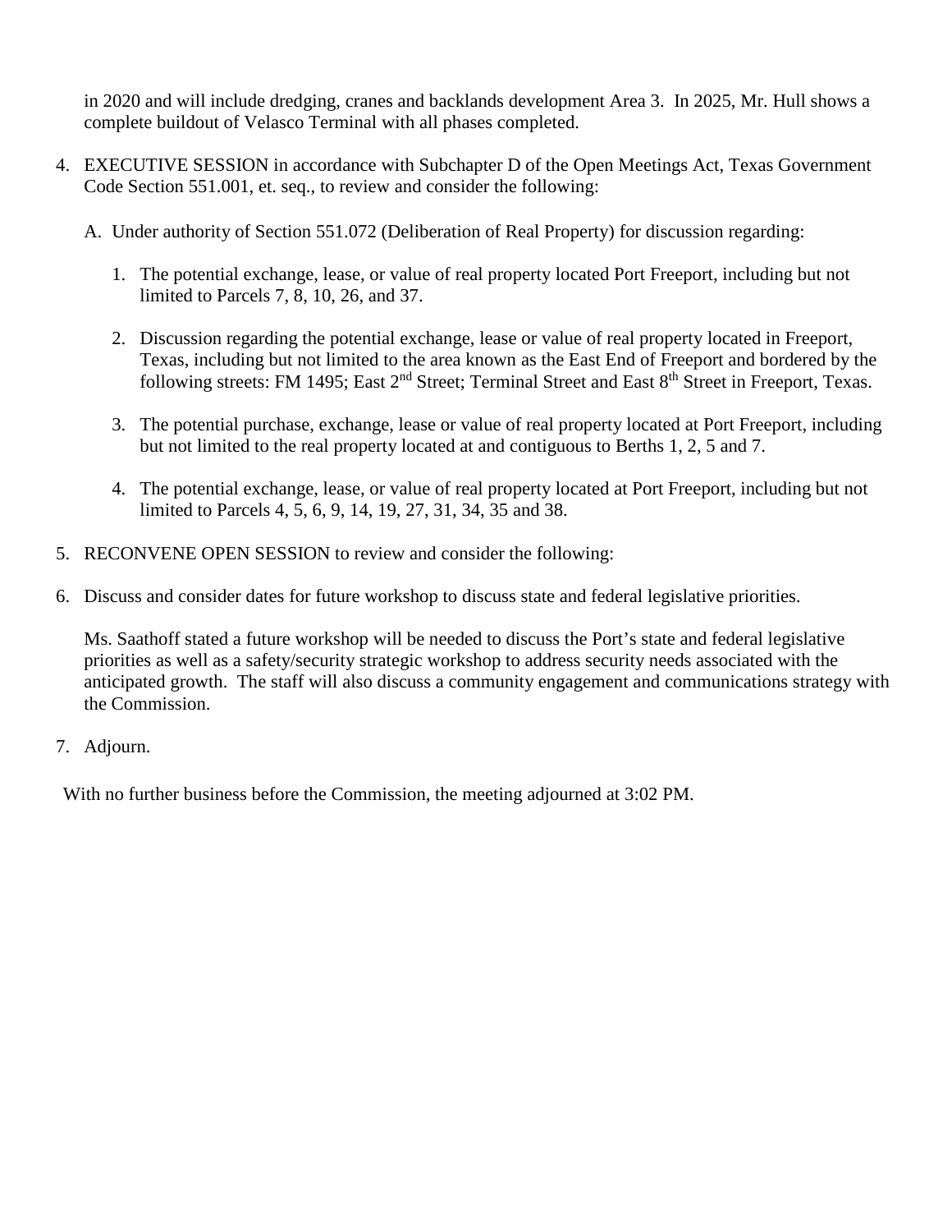in 2020 and will include dredging, cranes and backlands development Area 3. In 2025, Mr. Hull shows a complete buildout of Velasco Terminal with all phases completed.

4. EXECUTIVE SESSION in accordance with Subchapter D of the Open Meetings Act, Texas Government Code Section 551.001, et. seq., to review and consider the following:

   A. Under authority of Section 551.072 (Deliberation of Real Property) for discussion regarding:

      1. The potential exchange, lease, or value of real property located Port Freeport, including but not limited to Parcels 7, 8, 10, 26, and 37.

      2. Discussion regarding the potential exchange, lease or value of real property located in Freeport, Texas, including but not limited to the area known as the East End of Freeport and bordered by the following streets: FM 1495; East 2nd Street; Terminal Street and East 8th Street in Freeport, Texas.

      3. The potential purchase, exchange, lease or value of real property located at Port Freeport, including but not limited to the real property located at and contiguous to Berths 1, 2, 5 and 7.

      4. The potential exchange, lease, or value of real property located at Port Freeport, including but not limited to Parcels 4, 5, 6, 9, 14, 19, 27, 31, 34, 35 and 38.

5. RECONVENE OPEN SESSION to review and consider the following:

6. Discuss and consider dates for future workshop to discuss state and federal legislative priorities.

   Ms. Saathoff stated a future workshop will be needed to discuss the Port's state and federal legislative priorities as well as a safety/security strategic workshop to address security needs associated with the anticipated growth. The staff will also discuss a community engagement and communications strategy with the Commission.

7. Adjourn.

With no further business before the Commission, the meeting adjourned at 3:02 PM.